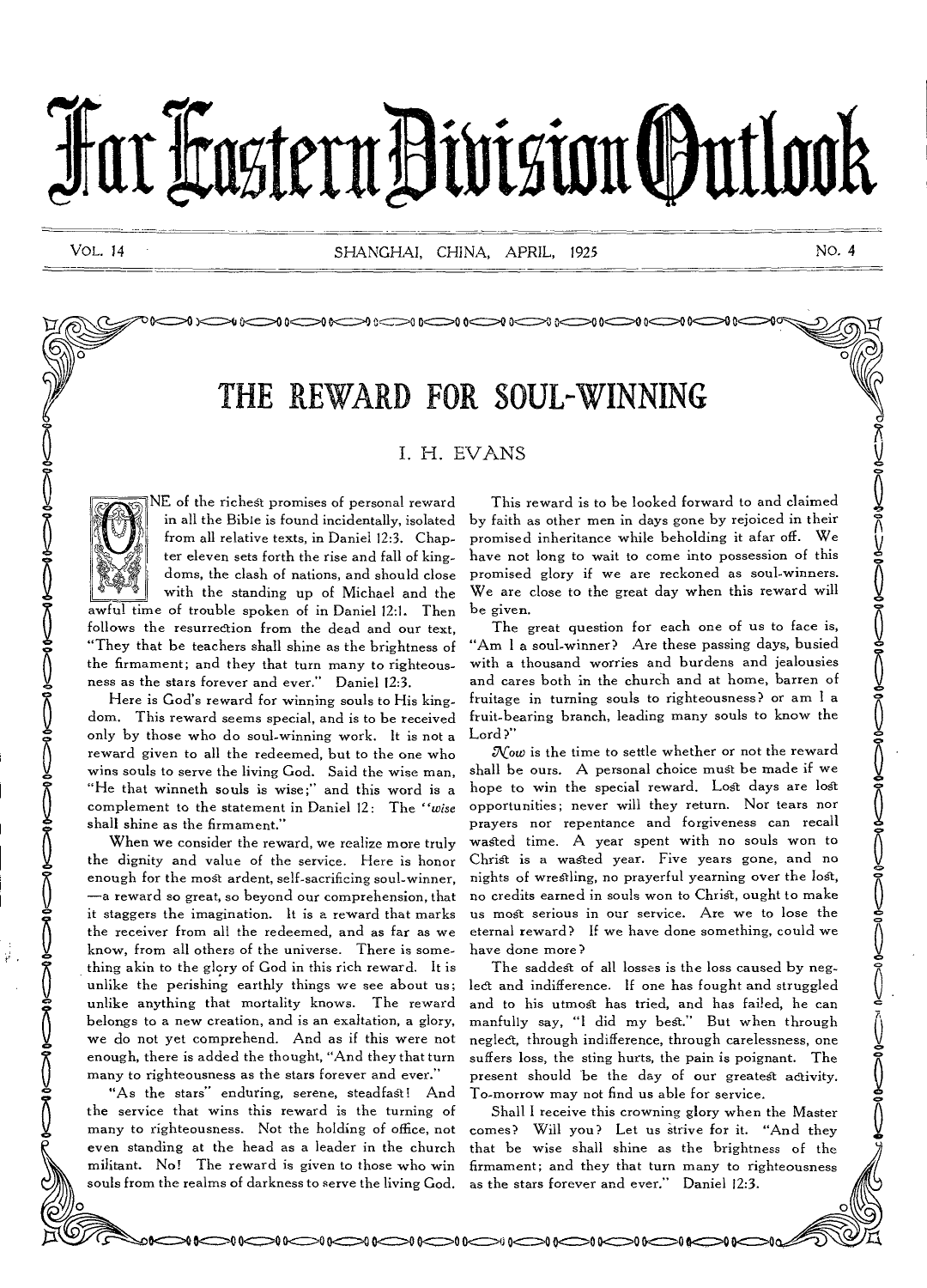# Far Eastern Division Outlook

VOL. 14 SHANGHAI, CHINA, APRIL, 1925 NO. 4

## THE REWARD FOR SOUL-WINNING

### I. H. EVANS

ONE of the richest promises of personal reward in all the Bible is found incidentally, isolated from all relative texts, in Daniel 12:3. Chapter eleven sets forth the rise and fall of kingdoms, the clash of nations, and should close with the standing up of Michael and the awful time of trouble spoken of in Daniel 12:1. Then follows the resurrection from the dead and our text, "They that be teachers shall shine as the brightness of the firmament; and they that turn many to righteousness as the stars forever and ever." Daniel 12:3.

Here is God's reward for winning souls to His kingdom. This reward seems special, and is to be received only by those who do soul-winning work. It is not a reward given to all the redeemed, but to the one who wins souls to serve the living God. Said the wise man, "He that winneth souls is wise;" and this word is a complement to the statement in Daniel 12: The "*wise* shall shine as the firmament."

When we consider the reward, we realize more truly the dignity and value of the service. Here is honor enough for the most ardent, self-sacrificing soul-winner, —a reward so great, so beyond our comprehension, that it staggers the imagination. It is a reward that marks the receiver from all the redeemed, and as far as we know, from all others of the universe. There is something akin to the glory of God in this rich reward. It is unlike the perishing earthly things we see about us; unlike anything that mortality knows. The reward belongs to a new creation, and is an exaltation, a glory, we do not yet comprehend. And as if this were not enough, there is added the thought, "And they that turn many to righteousness as the stars forever and ever."

"As the stars" enduring, serene, steadfast! And the service that wins this reward is the turning of many to righteousness. Not the holding of office, not even standing at the head as a leader in the church militant. No! The reward is given to those who win souls from the realms of darkness to serve the living God.

This reward is to be looked forward to and claimed by faith as other men in days gone by rejoiced in their promised inheritance while beholding it afar off. We have not long to wait to come into possession of this promised glory if we are reckoned as soul-winners. We are close to the great day when this reward will be given.

The great question for each one of us to face is, "Am I a soul-winner? Are these passing days, busied with a thousand worries and burdens and jealousies and cares both in the church and at home, barren of fruitage in turning souls to righteousness? or am I a fruit-bearing branch, leading many souls to know the Lord?"

*Now* is the time to settle whether or not the reward shall be ours. A personal choice must be made if we hope to win the special reward. Lost days are lost opportunities; never will they return. Nor tears nor prayers nor repentance and forgiveness can recall wasted time. A year spent with no souls won to Christ is a wasted year. Five years gone, and no nights of wrestling, no prayerful yearning over the lost, no credits earned in souls won to Christ, ought to make us most serious in our service. Are we to lose the eternal reward? If we have done something, could we have done more?

The saddest of all losses is the loss caused by neglect and indifference. If one has fought and struggled and to his utmost has tried, and has failed, he can manfully say, "I did my best." But when through neglect, through indifference, through carelessness, one suffers loss, the sting hurts, the pain is poignant. The present should be the day of our greatest activity. To-morrow may not find us able for service.

Shall I receive this crowning glory when the Master comes? Will you? Let us strive for it. "And they that be wise shall shine as the brightness of the firmament; and they that turn many to righteousness as the stars forever and ever." Daniel 12:3.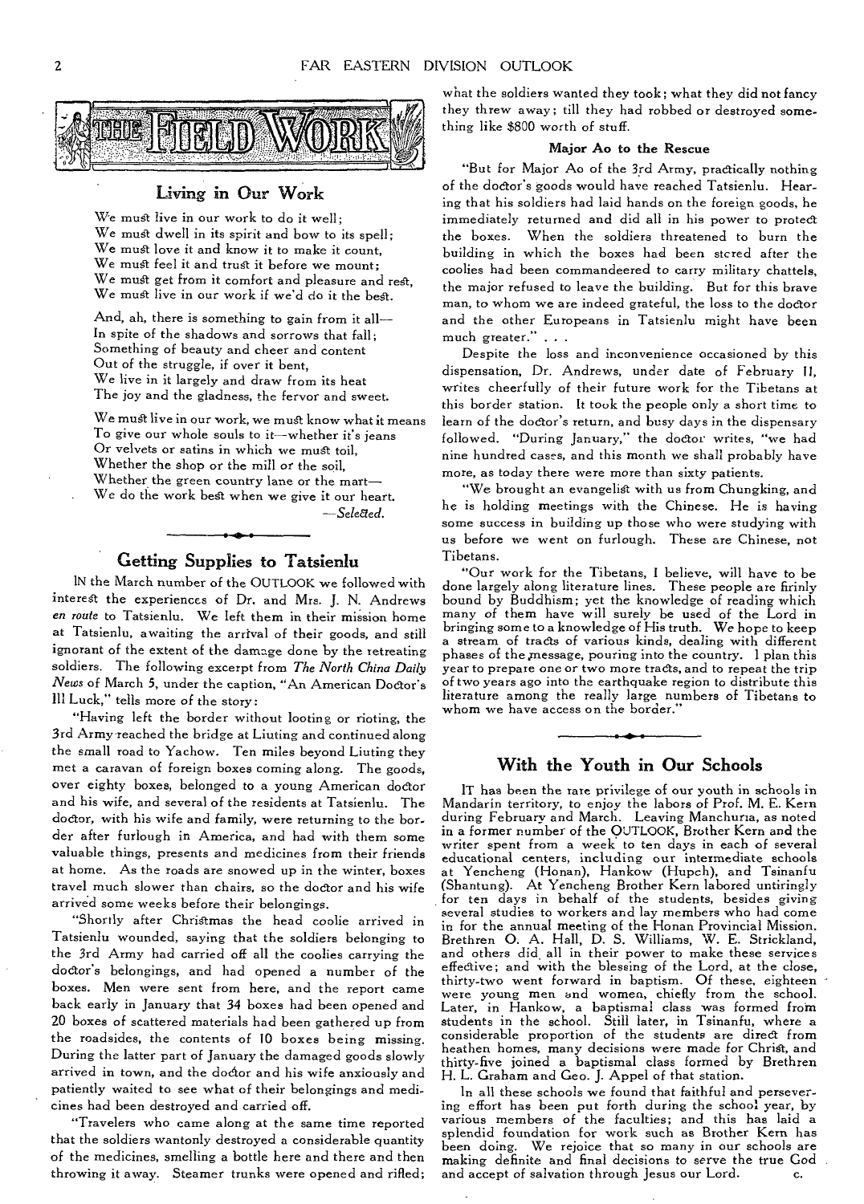# THE FIELD WORK

## Living in Our Work

We must live in our work to do it well;
We must dwell in its spirit and bow to its spell;
We must love it and know it to make it count,
We must feel it and trust it before we mount;
We must get from it comfort and pleasure and rest,
We must live in our work if we'd do it the best.

And, ah, there is something to gain from it all—
In spite of the shadows and sorrows that fall;
Something of beauty and cheer and content
Out of the struggle, if over it bent,
We live in it largely and draw from its heat
The joy and the gladness, the fervor and sweet.

We must live in our work, we must know what it means
To give our whole souls to it—whether it's jeans
Or velvets or satins in which we must toil,
Whether the shop or the mill or the soil,
Whether the green country lane or the mart—
We do the work best when we give it our heart.

—*Selected.*

## Getting Supplies to Tatsienlu

IN the March number of the OUTLOOK we followed with interest the experiences of Dr. and Mrs. J. N. Andrews *en route* to Tatsienlu. We left them in their mission home at Tatsienlu, awaiting the arrival of their goods, and still ignorant of the extent of the damage done by the retreating soldiers. The following excerpt from *The North China Daily News* of March 5, under the caption, "An American Doctor's Ill Luck," tells more of the story:

"Having left the border without looting or rioting, the 3rd Army reached the bridge at Liuting and continued along the small road to Yachow. Ten miles beyond Liuting they met a caravan of foreign boxes coming along. The goods, over eighty boxes, belonged to a young American doctor and his wife, and several of the residents at Tatsienlu. The doctor, with his wife and family, were returning to the border after furlough in America, and had with them some valuable things, presents and medicines from their friends at home. As the roads are snowed up in the winter, boxes travel much slower than chairs, so the doctor and his wife arrived some weeks before their belongings.

"Shortly after Christmas the head coolie arrived in Tatsienlu wounded, saying that the soldiers belonging to the 3rd Army had carried off all the coolies carrying the doctor's belongings, and had opened a number of the boxes. Men were sent from here, and the report came back early in January that 34 boxes had been opened and 20 boxes of scattered materials had been gathered up from the roadsides, the contents of 10 boxes being missing. During the latter part of January the damaged goods slowly arrived in town, and the doctor and his wife anxiously and patiently waited to see what of their belongings and medicines had been destroyed and carried off.

"Travelers who came along at the same time reported that the soldiers wantonly destroyed a considerable quantity of the medicines, smelling a bottle here and there and then throwing it away. Steamer trunks were opened and rifled; what the soldiers wanted they took; what they did not fancy they threw away; till they had robbed or destroyed something like $800 worth of stuff.

### Major Ao to the Rescue

"But for Major Ao of the 3rd Army, practically nothing of the doctor's goods would have reached Tatsienlu. Hearing that his soldiers had laid hands on the foreign goods, he immediately returned and did all in his power to protect the boxes. When the soldiers threatened to burn the building in which the boxes had been stored after the coolies had been commandeered to carry military chattels, the major refused to leave the building. But for this brave man, to whom we are indeed grateful, the loss to the doctor and the other Europeans in Tatsienlu might have been much greater." . . .

Despite the loss and inconvenience occasioned by this dispensation, Dr. Andrews, under date of February 11, writes cheerfully of their future work for the Tibetans at this border station. It took the people only a short time to learn of the doctor's return, and busy days in the dispensary followed. "During January," the doctor writes, "we had nine hundred cases, and this month we shall probably have more, as today there were more than sixty patients.

"We brought an evangelist with us from Chungking, and he is holding meetings with the Chinese. He is having some success in building up those who were studying with us before we went on furlough. These are Chinese, not Tibetans.

"Our work for the Tibetans, I believe, will have to be done largely along literature lines. These people are firmly bound by Buddhism; yet the knowledge of reading which many of them have will surely be used of the Lord in bringing some to a knowledge of His truth. We hope to keep a stream of tracts of various kinds, dealing with different phases of the message, pouring into the country. I plan this year to prepare one or two more tracts, and to repeat the trip of two years ago into the earthquake region to distribute this literature among the really large numbers of Tibetans to whom we have access on the border."

## With the Youth in Our Schools

IT has been the rare privilege of our youth in schools in Mandarin territory, to enjoy the labors of Prof. M. E. Kern during February and March. Leaving Manchuria, as noted in a former number of the OUTLOOK, Brother Kern and the writer spent from a week to ten days in each of several educational centers, including our intermediate schools at Yencheng (Honan), Hankow (Hupeh), and Tsinanfu (Shantung). At Yencheng Brother Kern labored untiringly for ten days in behalf of the students, besides giving several studies to workers and lay members who had come in for the annual meeting of the Honan Provincial Mission. Brethren O. A. Hall, D. S. Williams, W. E. Strickland, and others did all in their power to make these services effective; and with the blessing of the Lord, at the close, thirty-two went forward in baptism. Of these, eighteen were young men and women, chiefly from the school. Later, in Hankow, a baptismal class was formed from students in the school. Still later, in Tsinanfu, where a considerable proportion of the students are direct from heathen homes, many decisions were made for Christ, and thirty-five joined a baptismal class formed by Brethren H. L. Graham and Geo. J. Appel of that station.

In all these schools we found that faithful and persevering effort has been put forth during the school year, by various members of the faculties; and this has laid a splendid foundation for work such as Brother Kern has been doing. We rejoice that so many in our schools are making definite and final decisions to serve the true God and accept of salvation through Jesus our Lord.

C.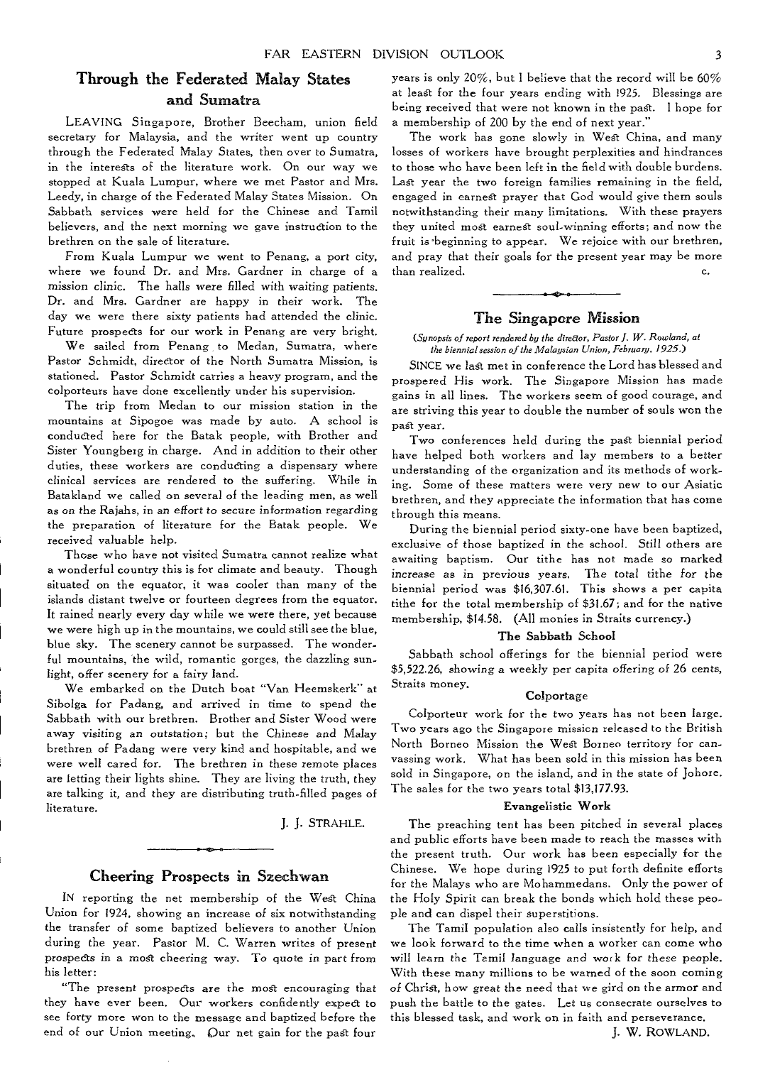## Through the Federated Malay States and Sumatra

LEAVING Singapore, Brother Beecham, union field secretary for Malaysia, and the writer went up country through the Federated Malay States, then over to Sumatra, in the interests of the literature work. On our way we stopped at Kuala Lumpur, where we met Pastor and Mrs. Leedy, in charge of the Federated Malay States Mission. On Sabbath services were held for the Chinese and Tamil believers, and the next morning we gave instruction to the brethren on the sale of literature.

From Kuala Lumpur we went to Penang, a port city, where we found Dr. and Mrs. Gardner in charge of a mission clinic. The halls were filled with waiting patients. Dr. and Mrs. Gardner are happy in their work. The day we were there sixty patients had attended the clinic. Future prospects for our work in Penang are very bright.

We sailed from Penang to Medan, Sumatra, where Pastor Schmidt, director of the North Sumatra Mission, is stationed. Pastor Schmidt carries a heavy program, and the colporteurs have done excellently under his supervision.

The trip from Medan to our mission station in the mountains at Sipogoe was made by auto. A school is conducted here for the Batak people, with Brother and Sister Youngberg in charge. And in addition to their other duties, these workers are conducting a dispensary where clinical services are rendered to the suffering. While in Batakland we called on several of the leading men, as well as on the Rajahs, in an effort to secure information regarding the preparation of literature for the Batak people. We received valuable help.

Those who have not visited Sumatra cannot realize what a wonderful country this is for climate and beauty. Though situated on the equator, it was cooler than many of the islands distant twelve or fourteen degrees from the equator. It rained nearly every day while we were there, yet because we were high up in the mountains, we could still see the blue, blue sky. The scenery cannot be surpassed. The wonderful mountains, the wild, romantic gorges, the dazzling sunlight, offer scenery for a fairy land.

We embarked on the Dutch boat "Van Heemskerk" at Sibolga for Padang, and arrived in time to spend the Sabbath with our brethren. Brother and Sister Wood were away visiting an outstation; but the Chinese and Malay brethren of Padang were very kind and hospitable, and we were well cared for. The brethren in these remote places are letting their lights shine. They are living the truth, they are talking it, and they are distributing truth-filled pages of literature.

J. J. STRAHLE.

## Cheering Prospects in Szechwan

IN reporting the net membership of the West China Union for 1924, showing an increase of six notwithstanding the transfer of some baptized believers to another Union during the year. Pastor M. C. Warren writes of present prospects in a most cheering way. To quote in part from his letter:

"The present prospects are the most encouraging that they have ever been. Our workers confidently expect to see forty more won to the message and baptized before the end of our Union meeting. Our net gain for the past four years is only 20%, but I believe that the record will be 60% at least for the four years ending with 1925. Blessings are being received that were not known in the past. I hope for a membership of 200 by the end of next year."

The work has gone slowly in West China, and many losses of workers have brought perplexities and hindrances to those who have been left in the field with double burdens. Last year the two foreign families remaining in the field, engaged in earnest prayer that God would give them souls notwithstanding their many limitations. With these prayers they united most earnest soul-winning efforts; and now the fruit is beginning to appear. We rejoice with our brethren, and pray that their goals for the present year may be more than realized.

C.

## The Singapore Mission

*(Synopsis of report rendered by the director, Pastor J. W. Rowland, at the biennial session of the Malaysian Union, February, 1925.)*

SINCE we last met in conference the Lord has blessed and prospered His work. The Singapore Mission has made gains in all lines. The workers seem of good courage, and are striving this year to double the number of souls won the past year.

Two conferences held during the past biennial period have helped both workers and lay members to a better understanding of the organization and its methods of working. Some of these matters were very new to our Asiatic brethren, and they appreciate the information that has come through this means.

During the biennial period sixty-one have been baptized, exclusive of those baptized in the school. Still others are awaiting baptism. Our tithe has not made so marked increase as in previous years. The total tithe for the biennial period was $16,307.61. This shows a per capita tithe for the total membership of $31.67; and for the native membership, $14.58. (All monies in Straits currency.)

### The Sabbath School

Sabbath school offerings for the biennial period were $5,522.26, showing a weekly per capita offering of 26 cents, Straits money.

### Colportage

Colporteur work for the two years has not been large. Two years ago the Singapore mission released to the British North Borneo Mission the West Borneo territory for canvassing work. What has been sold in this mission has been sold in Singapore, on the island, and in the state of Johore. The sales for the two years total $13,177.93.

### Evangelistic Work

The preaching tent has been pitched in several places and public efforts have been made to reach the masses with the present truth. Our work has been especially for the Chinese. We hope during 1925 to put forth definite efforts for the Malays who are Mohammedans. Only the power of the Holy Spirit can break the bonds which hold these people and can dispel their superstitions.

The Tamil population also calls insistently for help, and we look forward to the time when a worker can come who will learn the Tamil language and work for these people. With these many millions to be warned of the soon coming of Christ, how great the need that we gird on the armor and push the battle to the gates. Let us consecrate ourselves to this blessed task, and work on in faith and perseverance.

J. W. ROWLAND.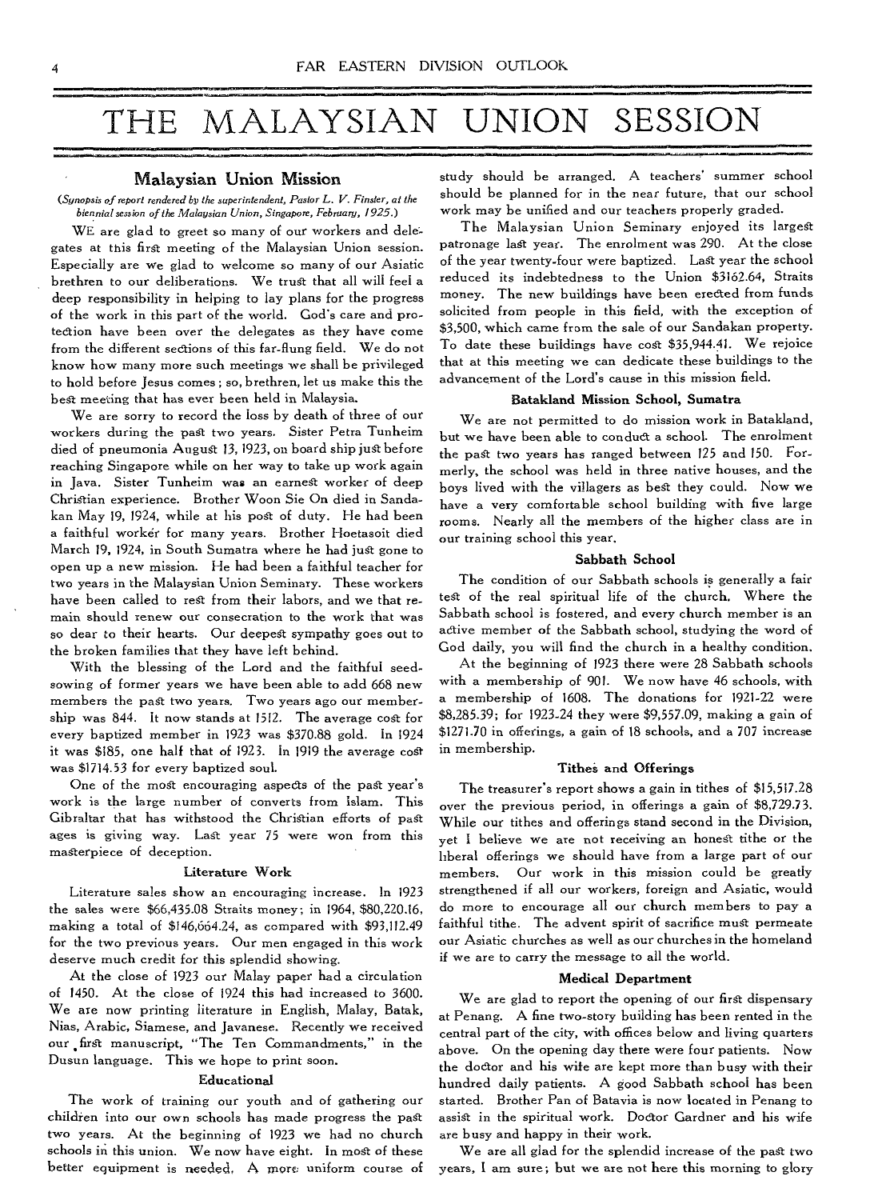# THE MALAYSIAN UNION SESSION

## Malaysian Union Mission

*(Synopsis of report rendered by the superintendent, Pastor L. V. Finster, at the biennial session of the Malaysian Union, Singapore, February, 1925.)*

WE are glad to greet so many of our workers and delegates at this first meeting of the Malaysian Union session. Especially are we glad to welcome so many of our Asiatic brethren to our deliberations. We trust that all will feel a deep responsibility in helping to lay plans for the progress of the work in this part of the world. God's care and protection have been over the delegates as they have come from the different sections of this far-flung field. We do not know how many more such meetings we shall be privileged to hold before Jesus comes; so, brethren, let us make this the best meeting that has ever been held in Malaysia.

We are sorry to record the loss by death of three of our workers during the past two years. Sister Petra Tunheim died of pneumonia August 13, 1923, on board ship just before reaching Singapore while on her way to take up work again in Java. Sister Tunheim was an earnest worker of deep Christian experience. Brother Woon Sie On died in Sandakan May 19, 1924, while at his post of duty. He had been a faithful worker for many years. Brother Hoetasoit died March 19, 1924, in South Sumatra where he had just gone to open up a new mission. He had been a faithful teacher for two years in the Malaysian Union Seminary. These workers have been called to rest from their labors, and we that remain should renew our consecration to the work that was so dear to their hearts. Our deepest sympathy goes out to the broken families that they have left behind.

With the blessing of the Lord and the faithful seed-sowing of former years we have been able to add 668 new members the past two years. Two years ago our membership was 844. It now stands at 1512. The average cost for every baptized member in 1923 was $370.88 gold. In 1924 it was $185, one half that of 1923. In 1919 the average cost was $1714.53 for every baptized soul.

One of the most encouraging aspects of the past year's work is the large number of converts from Islam. This Gibraltar that has withstood the Christian efforts of past ages is giving way. Last year 75 were won from this masterpiece of deception.

### Literature Work

Literature sales show an encouraging increase. In 1923 the sales were $66,435.08 Straits money; in 1964, $80,220.16, making a total of $146,664.24, as compared with $93,112.49 for the two previous years. Our men engaged in this work deserve much credit for this splendid showing.

At the close of 1923 our Malay paper had a circulation of 1450. At the close of 1924 this had increased to 3600. We are now printing literature in English, Malay, Batak, Nias, Arabic, Siamese, and Javanese. Recently we received our first manuscript, "The Ten Commandments," in the Dusun language. This we hope to print soon.

### Educational

The work of training our youth and of gathering our children into our own schools has made progress the past two years. At the beginning of 1923 we had no church schools in this union. We now have eight. In most of these better equipment is needed. A more uniform course of study should be arranged. A teachers' summer school should be planned for in the near future, that our school work may be unified and our teachers properly graded.

The Malaysian Union Seminary enjoyed its largest patronage last year. The enrolment was 290. At the close of the year twenty-four were baptized. Last year the school reduced its indebtedness to the Union $3162.64, Straits money. The new buildings have been erected from funds solicited from people in this field, with the exception of $3,500, which came from the sale of our Sandakan property. To date these buildings have cost $35,944.41. We rejoice that at this meeting we can dedicate these buildings to the advancement of the Lord's cause in this mission field.

### Batakland Mission School, Sumatra

We are not permitted to do mission work in Batakland, but we have been able to conduct a school. The enrolment the past two years has ranged between 125 and 150. Formerly, the school was held in three native houses, and the boys lived with the villagers as best they could. Now we have a very comfortable school building with five large rooms. Nearly all the members of the higher class are in our training school this year.

### Sabbath School

The condition of our Sabbath schools is generally a fair test of the real spiritual life of the church. Where the Sabbath school is fostered, and every church member is an active member of the Sabbath school, studying the word of God daily, you will find the church in a healthy condition.

At the beginning of 1923 there were 28 Sabbath schools with a membership of 901. We now have 46 schools, with a membership of 1608. The donations for 1921-22 were $8,285.39; for 1923-24 they were $9,557.09, making a gain of $1271.70 in offerings, a gain of 18 schools, and a 707 increase in membership.

### Tithes and Offerings

The treasurer's report shows a gain in tithes of $15,517.28 over the previous period, in offerings a gain of $8,729.73. While our tithes and offerings stand second in the Division, yet I believe we are not receiving an honest tithe or the liberal offerings we should have from a large part of our members. Our work in this mission could be greatly strengthened if all our workers, foreign and Asiatic, would do more to encourage all our church members to pay a faithful tithe. The advent spirit of sacrifice must permeate our Asiatic churches as well as our churches in the homeland if we are to carry the message to all the world.

### Medical Department

We are glad to report the opening of our first dispensary at Penang. A fine two-story building has been rented in the central part of the city, with offices below and living quarters above. On the opening day there were four patients. Now the doctor and his wife are kept more than busy with their hundred daily patients. A good Sabbath school has been started. Brother Pan of Batavia is now located in Penang to assist in the spiritual work. Doctor Gardner and his wife are busy and happy in their work.

We are all glad for the splendid increase of the past two years, I am sure; but we are not here this morning to glory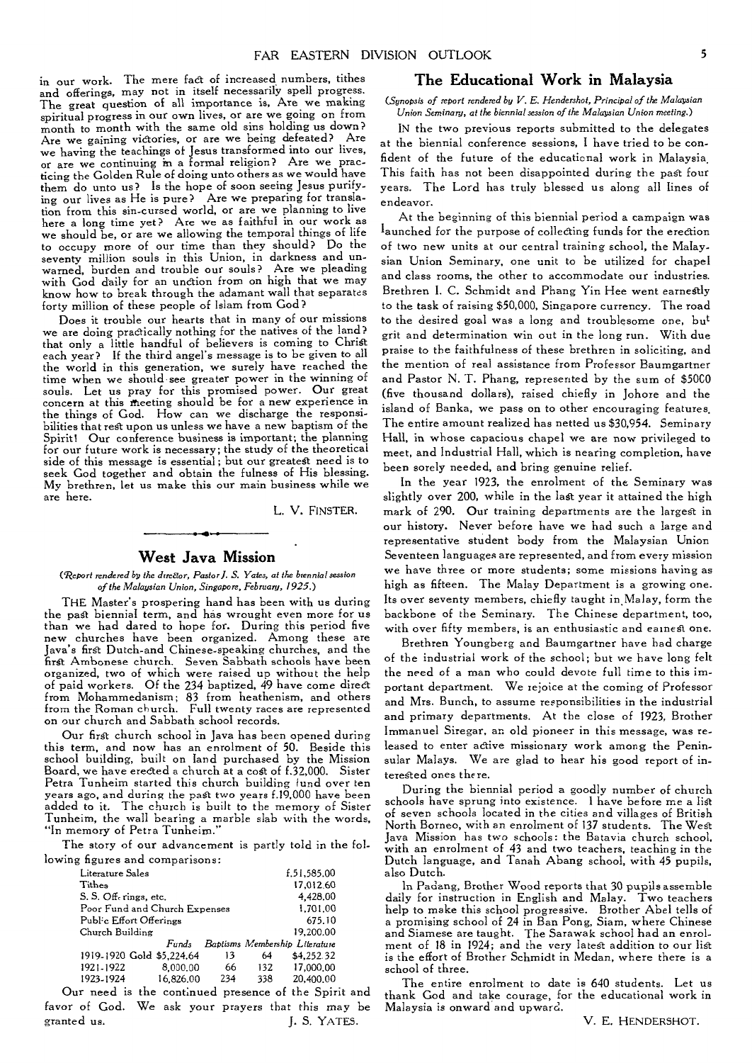in our work. The mere fact of increased numbers, tithes and offerings, may not in itself necessarily spell progress. The great question of all importance is, Are we making spiritual progress in our own lives, or are we going on from month to month with the same old sins holding us down? Are we gaining victories, or are we being defeated? Are we having the teachings of Jesus transformed into our lives, or are we continuing in a formal religion? Are we practicing the Golden Rule of doing unto others as we would have them do unto us? Is the hope of soon seeing Jesus purifying our lives as He is pure? Are we preparing for translation from this sin-cursed world, or are we planning to live here a long time yet? Are we as faithful in our work as we should be, or are we allowing the temporal things of life to occupy more of our time than they should? Do the seventy million souls in this Union, in darkness and unwarned, burden and trouble our souls? Are we pleading with God daily for an unction from on high that we may know how to break through the adamant wall that separates forty million of these people of Islam from God?

Does it trouble our hearts that in many of our missions we are doing practically nothing for the natives of the land? that only a little handful of believers is coming to Christ each year? If the third angel's message is to be given to all the world in this generation, we surely have reached the time when we should see greater power in the winning of souls. Let us pray for this promised power. Our great concern at this meeting should be for a new experience in the things of God. How can we discharge the responsibilities that rest upon us unless we have a new baptism of the Spirit? Our conference business is important; the planning for our future work is necessary; the study of the theoretical side of this message is essential; but our greatest need is to seek God together and obtain the fulness of His blessing. My brethren, let us make this our main business while we are here.

L. V. FINSTER.

## West Java Mission

*(Report rendered by the director, Pastor J. S. Yates, at the biennial session of the Malaysian Union, Singapore, February, 1925.)*

THE Master's prospering hand has been with us during the past biennial term, and has wrought even more for us than we had dared to hope for. During this period five new churches have been organized. Among these are Java's first Dutch-and Chinese-speaking churches, and the first Ambonese church. Seven Sabbath schools have been organized, two of which were raised up without the help of paid workers. Of the 234 baptized, 49 have come direct from Mohammedanism; 83 from heathenism, and others from the Roman church. Full twenty races are represented on our church and Sabbath school records.

Our first church school in Java has been opened during this term, and now has an enrolment of 50. Beside this school building, built on land purchased by the Mission Board, we have erected a church at a cost of f.32,000. Sister Petra Tunheim started this church building fund over ten years ago, and during the past two years f.19,000 have been added to it. The church is built to the memory of Sister Tunheim, the wall bearing a marble slab with the words, "In memory of Petra Tunheim."

The story of our advancement is partly told in the following figures and comparisons:

| | |
|---|---|
| Literature Sales | f.51,585.00 |
| Tithes | 17,012.60 |
| S. S. Offerings, etc. | 4,428.00 |
| Poor Fund and Church Expenses | 1,701.00 |
| Public Effort Offerings | 675.10 |
| Church Building | 19,200.00 |

| | Funds | Baptisms | Membership | Literature |
|---|---|---|---|---|
| 1919-1920 Gold | $5,224.64 | 13 | 64 | $4,252.32 |
| 1921-1922 | 8,000.00 | 66 | 132 | 17,000.00 |
| 1923-1924 | 16,826.00 | 234 | 338 | 20,400.00 |

Our need is the continued presence of the Spirit and favor of God. We ask your prayers that this may be granted us.

J. S. YATES.

## The Educational Work in Malaysia

*(Synopsis of report rendered by V. E. Hendershot, Principal of the Malaysian Union Seminary, at the biennial session of the Malaysian Union meeting.)*

IN the two previous reports submitted to the delegates at the biennial conference sessions, I have tried to be confident of the future of the educational work in Malaysia. This faith has not been disappointed during the past four years. The Lord has truly blessed us along all lines of endeavor.

At the beginning of this biennial period a campaign was launched for the purpose of collecting funds for the erection of two new units at our central training school, the Malaysian Union Seminary, one unit to be utilized for chapel and class rooms, the other to accommodate our industries. Brethren I. C. Schmidt and Phang Yin Hee went earnestly to the task of raising $50,000, Singapore currency. The road to the desired goal was a long and troublesome one, but grit and determination win out in the long run. With due praise to the faithfulness of these brethren in soliciting, and the mention of real assistance from Professor Baumgartner and Pastor N. T. Phang, represented by the sum of $5000 (five thousand dollars), raised chiefly in Johore and the island of Banka, we pass on to other encouraging features. The entire amount realized has netted us $30,954. Seminary Hall, in whose capacious chapel we are now privileged to meet, and Industrial Hall, which is nearing completion, have been sorely needed, and bring genuine relief.

In the year 1923, the enrolment of the Seminary was slightly over 200, while in the last year it attained the high mark of 290. Our training departments are the largest in our history. Never before have we had such a large and representative student body from the Malaysian Union. Seventeen languages are represented, and from every mission we have three or more students; some missions having as high as fifteen. The Malay Department is a growing one. Its over seventy members, chiefly taught in Malay, form the backbone of the Seminary. The Chinese department, too, with over fifty members, is an enthusiastic and earnest one.

Brethren Youngberg and Baumgartner have had charge of the industrial work of the school; but we have long felt the need of a man who could devote full time to this important department. We rejoice at the coming of Professor and Mrs. Bunch, to assume responsibilities in the industrial and primary departments. At the close of 1923, Brother Immanuel Siregar, an old pioneer in this message, was released to enter active missionary work among the Peninsular Malays. We are glad to hear his good report of interested ones there.

During the biennial period a goodly number of church schools have sprung into existence. I have before me a list of seven schools located in the cities and villages of British North Borneo, with an enrolment of 137 students. The West Java Mission has two schools: the Batavia church school, with an enrolment of 43 and two teachers, teaching in the Dutch language, and Tanah Abang school, with 45 pupils, also Dutch.

In Padang, Brother Wood reports that 30 pupils assemble daily for instruction in English and Malay. Two teachers help to make this school progressive. Brother Abel tells of a promising school of 24 in Ban Pong, Siam, where Chinese and Siamese are taught. The Sarawak school had an enrolment of 18 in 1924; and the very latest addition to our list is the effort of Brother Schmidt in Medan, where there is a school of three.

The entire enrolment to date is 640 students. Let us thank God and take courage, for the educational work in Malaysia is onward and upward.

V. E. HENDERSHOT.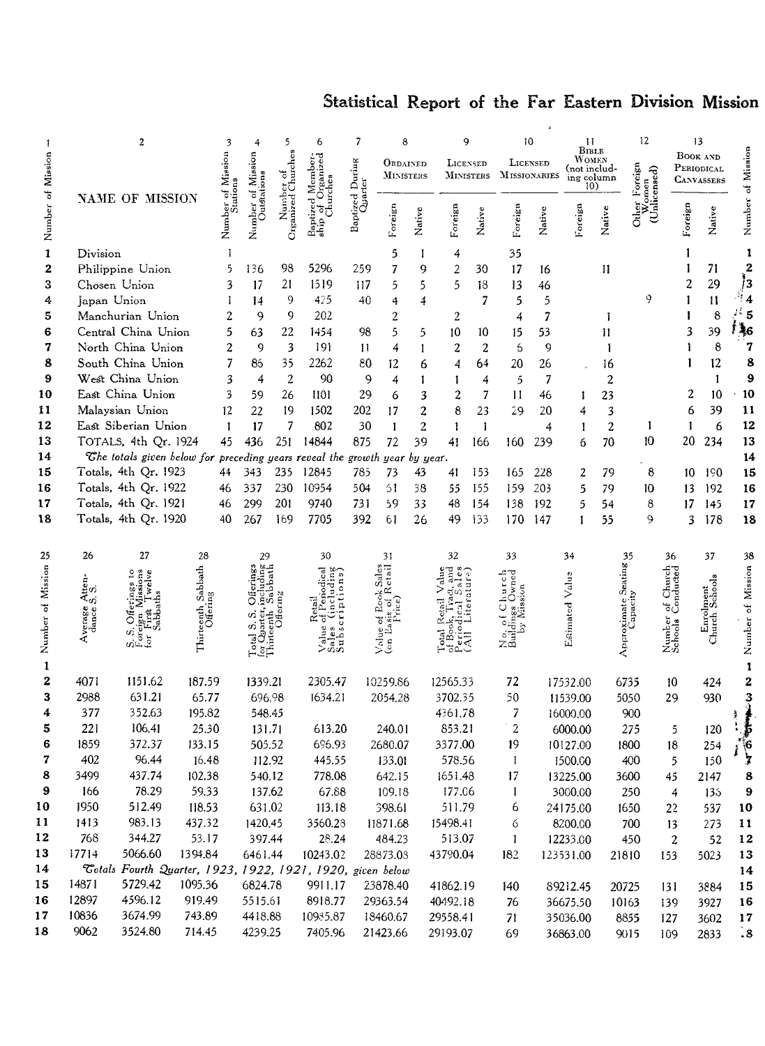# Statistical Report of the Far Eastern Division Mission

| Number of Mission | NAME OF MISSION | Number of Mission Stations | Number of Mission Outstations | Number of Organized Churches | Baptized Membership of Organized Churches | Baptized During Quarter | Ordained Ministers | | Licensed Ministers | | Licensed Missionaries | | Bible Women (not including column 10) | | Other Foreign Women (Unlicensed) | Book and Periodical Canvassers | | Number of Mission |
|---|---|---|---|---|---|---|---|---|---|---|---|---|---|---|---|---|---|---|
| 1 | 2 | 3 | 4 | 5 | 6 | 7 | 8 | | 9 | | 10 | | 11 | | 12 | 13 | | |
| | | | | | | | Foreign | Native | Foreign | Native | Foreign | Native | Foreign | Native | | Foreign | Native | |
| 1 | Division | 1 | | | | | 5 | 1 | 4 | | 35 | | | | | 1 | | 1 |
| 2 | Philippine Union | 5 | 136 | 98 | 5296 | 259 | 7 | 9 | 2 | 30 | 17 | 16 | | 11 | | 1 | 71 | 2 |
| 3 | Chosen Union | 3 | 17 | 21 | 1519 | 117 | 5 | 5 | 5 | 18 | 13 | 46 | | | | 2 | 29 | 3 |
| 4 | Japan Union | 1 | 14 | 9 | 425 | 40 | 4 | 4 | | 7 | 5 | 5 | | | 9 | 1 | 11 | 4 |
| 5 | Manchurian Union | 2 | 9 | 9 | 202 | | 2 | | 2 | | 4 | 7 | | 1 | | 1 | 8 | 5 |
| 6 | Central China Union | 5 | 63 | 22 | 1454 | 98 | 5 | 5 | 10 | 10 | 15 | 53 | | 11 | | 3 | 39 | 6 |
| 7 | North China Union | 2 | 9 | 3 | 191 | 11 | 4 | 1 | 2 | 2 | 6 | 9 | | 1 | | 1 | 8 | 7 |
| 8 | South China Union | 7 | 86 | 35 | 2262 | 80 | 12 | 6 | 4 | 64 | 20 | 26 | | 16 | | 1 | 12 | 8 |
| 9 | West China Union | 3 | 4 | 2 | 90 | 9 | 4 | 1 | 1 | 4 | 5 | 7 | | 2 | | | 1 | 9 |
| 10 | East China Union | 3 | 59 | 26 | 1101 | 29 | 6 | 3 | 2 | 7 | 11 | 46 | 1 | 23 | | 2 | 10 | 10 |
| 11 | Malaysian Union | 12 | 22 | 19 | 1502 | 202 | 17 | 2 | 8 | 23 | 29 | 20 | 4 | 3 | | 6 | 39 | 11 |
| 12 | East Siberian Union | 1 | 17 | 7 | 802 | 30 | 1 | 2 | 1 | 1 | | 4 | 1 | 2 | 1 | 1 | 6 | 12 |
| 13 | TOTALS, 4th Qr. 1924 | 45 | 436 | 251 | 14844 | 875 | 72 | 39 | 41 | 166 | 160 | 239 | 6 | 70 | 10 | 20 | 234 | 13 |
| 14 | *The totals given below for preceding years reveal the growth year by year.* | | | | | | | | | | | | | | | | | 14 |
| 15 | Totals, 4th Qr. 1923 | 44 | 343 | 235 | 12845 | 785 | 73 | 43 | 41 | 153 | 165 | 228 | 2 | 79 | 8 | 10 | 190 | 15 |
| 16 | Totals, 4th Qr. 1922 | 46 | 337 | 230 | 10954 | 504 | 61 | 38 | 55 | 155 | 159 | 203 | 5 | 79 | 10 | 13 | 192 | 16 |
| 17 | Totals, 4th Qr. 1921 | 46 | 299 | 201 | 9740 | 731 | 59 | 33 | 48 | 154 | 138 | 192 | 5 | 54 | 8 | 17 | 145 | 17 |
| 18 | Totals, 4th Qr. 1920 | 40 | 267 | 169 | 7705 | 392 | 61 | 26 | 49 | 133 | 170 | 147 | 1 | 55 | 9 | 3 | 178 | 18 |

| Number of Mission | Average Attendance S.S. | S.S. Offerings to Foreign Missions for First Twelve Sabbaths | Thirteenth Sabbath Offering | Total S.S. Offerings for Quarter, including Thirteenth Sabbath Offering | Retail Value of Periodical Sales (including Subscriptions) | Value of Book Sales (on Basis of Retail Price) | Total Retail Value of Book, Tract, and Periodical Sales (All Literature) | No. of Church Buildings Owned by Mission | Estimated Value | Approximate Seating Capacity | Number of Church Schools Conducted | Enrolment Church Schools | Number of Mission |
|---|---|---|---|---|---|---|---|---|---|---|---|---|---|
| 25 | 26 | 27 | 28 | 29 | 30 | 31 | 32 | 33 | 34 | 35 | 36 | 37 | 38 |
| 1 | | | | | | | | | | | | | 1 |
| 2 | 4071 | 1151.62 | 187.59 | 1339.21 | 2305.47 | 10259.86 | 12565.33 | 72 | 17532.00 | 6735 | 10 | 424 | 2 |
| 3 | 2988 | 631.21 | 65.77 | 696.98 | 1634.21 | 2054.28 | 3702.35 | 50 | 11539.00 | 5050 | 29 | 930 | 3 |
| 4 | 377 | 352.63 | 195.82 | 548.45 | | | 4361.78 | 7 | 16000.00 | 900 | | | 4 |
| 5 | 221 | 106.41 | 25.30 | 131.71 | 613.20 | 240.01 | 853.21 | 2 | 6000.00 | 275 | 5 | 120 | 5 |
| 6 | 1859 | 372.37 | 133.15 | 505.52 | 696.93 | 2680.07 | 3377.00 | 19 | 10127.00 | 1800 | 18 | 254 | 6 |
| 7 | 402 | 96.44 | 16.48 | 112.92 | 445.55 | 133.01 | 578.56 | 1 | 1500.00 | 400 | 5 | 150 | 7 |
| 8 | 3499 | 437.74 | 102.38 | 540.12 | 778.08 | 642.15 | 1651.48 | 17 | 13225.00 | 3600 | 45 | 2147 | 8 |
| 9 | 166 | 78.29 | 59.33 | 137.62 | 67.88 | 109.18 | 177.06 | 1 | 3000.00 | 250 | 4 | 136 | 9 |
| 10 | 1950 | 512.49 | 118.53 | 631.02 | 113.18 | 398.61 | 511.79 | 6 | 24175.00 | 1650 | 22 | 537 | 10 |
| 11 | 1413 | 983.13 | 437.32 | 1420.45 | 3560.23 | 11871.68 | 15498.41 | 6 | 8200.00 | 700 | 13 | 273 | 11 |
| 12 | 768 | 344.27 | 53.17 | 397.44 | 28.24 | 484.23 | 513.07 | 1 | 12233.00 | 450 | 2 | 52 | 12 |
| 13 | 17714 | 5066.60 | 1394.84 | 6461.44 | 10243.02 | 28873.08 | 43790.04 | 182 | 123531.00 | 21810 | 153 | 5023 | 13 |
| 14 | *Totals Fourth Quarter, 1923, 1922, 1921, 1920, given below* | | | | | | | | | | | | 14 |
| 15 | 14871 | 5729.42 | 1095.36 | 6824.78 | 9911.17 | 23878.40 | 41862.19 | 140 | 89212.45 | 20725 | 131 | 3884 | 15 |
| 16 | 12897 | 4596.12 | 919.49 | 5515.61 | 8918.77 | 29363.54 | 40492.18 | 76 | 36675.50 | 10163 | 139 | 3927 | 16 |
| 17 | 10836 | 3674.99 | 743.89 | 4418.88 | 10985.87 | 18460.67 | 29558.41 | 71 | 35036.00 | 8855 | 127 | 3602 | 17 |
| 18 | 9062 | 3524.80 | 714.45 | 4239.25 | 7405.96 | 21423.66 | 29193.07 | 69 | 36863.00 | 9015 | 109 | 2833 | 18 |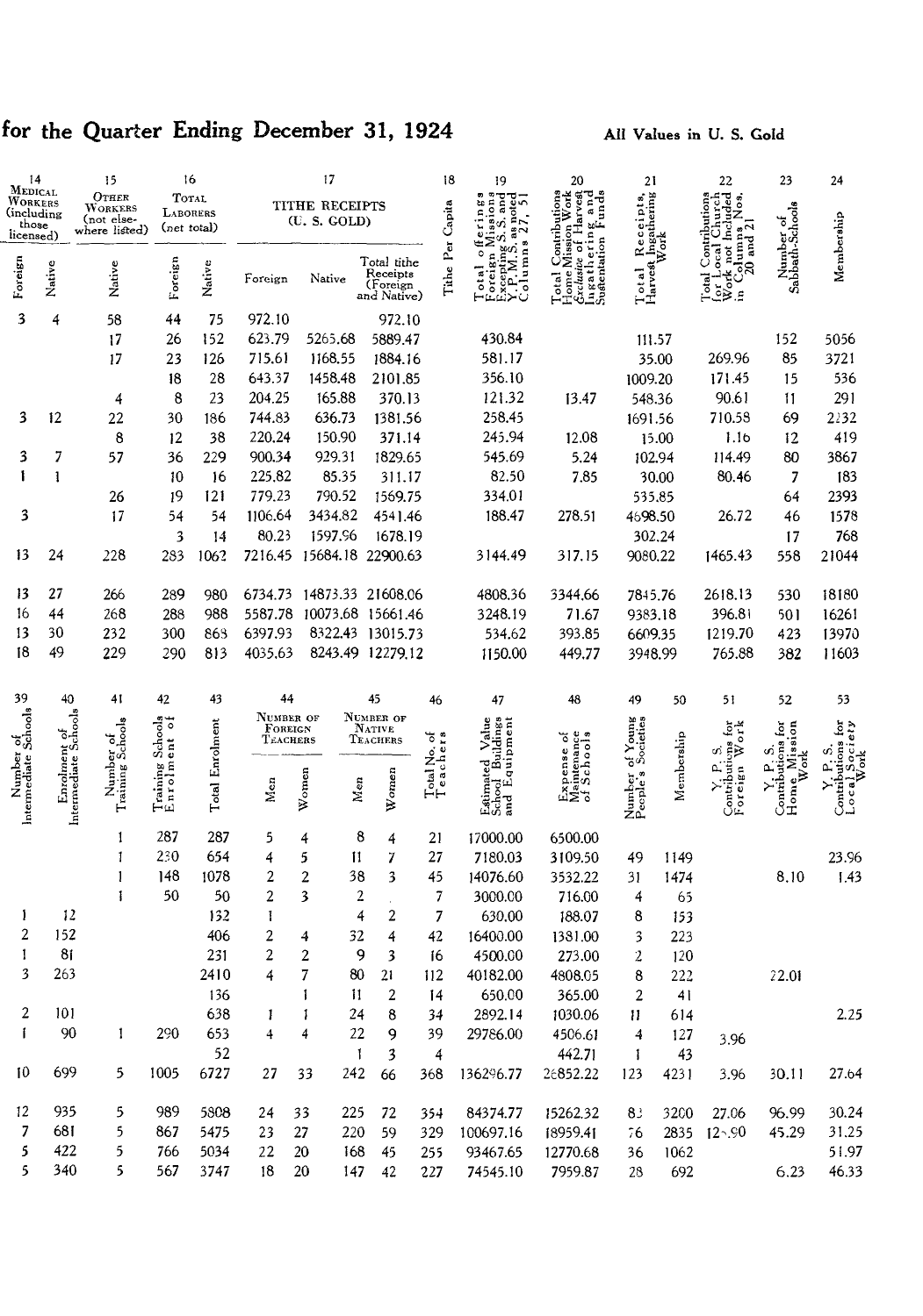## for the Quarter Ending December 31, 1924

**All Values in U. S. Gold**

| 14 Medical Workers (including those licensed) | | 15 Other Workers (not elsewhere listed) | 16 Total Laborers (net total) | | 17 Tithe Receipts (U. S. Gold) | | | 18 | 19 | 20 | 21 | 22 | 23 | 24 |
|---|---|---|---|---|---|---|---|---|---|---|---|---|---|---|
| Foreign | Native | Native | Foreign | Native | Foreign | Native | Total tithe Receipts (Foreign and Native) | Tithe Per Capita | Total offerings Foreign Missions Excepting S. S. and Y. P. M. S. as noted Columns 27, 51 | Total Contributions Home Mission Work Exclusive of Harvest Ingathering and Sustentation Funds | Total Receipts, Harvest Ingathering Work | Total Contributions for Local Church Work not Included in Columns Nos. 20 and 21 | Number of Sabbath-Schools | Membership |
| 3 | 4 | 58 | 44 | 75 | 972.10 | | 972.10 | | | | | | | |
| | | 17 | 26 | 152 | 623.79 | 5265.68 | 5889.47 | | 430.84 | | 111.57 | | 152 | 5056 |
| | | 17 | 23 | 126 | 715.61 | 1168.55 | 1884.16 | | 581.17 | | 35.00 | 269.96 | 85 | 3721 |
| | | | 18 | 28 | 643.37 | 1458.48 | 2101.85 | | 356.10 | | 1009.20 | 171.45 | 15 | 536 |
| | | 4 | 8 | 23 | 204.25 | 165.88 | 370.13 | | 121.32 | 13.47 | 548.36 | 90.61 | 11 | 291 |
| 3 | 12 | 22 | 30 | 186 | 744.83 | 636.73 | 1381.56 | | 258.45 | | 1691.56 | 710.58 | 69 | 2232 |
| | | 8 | 12 | 38 | 220.24 | 150.90 | 371.14 | | 245.94 | 12.08 | 15.00 | 1.16 | 12 | 419 |
| 3 | 7 | 57 | 36 | 229 | 900.34 | 929.31 | 1829.65 | | 545.69 | 5.24 | 102.94 | 114.49 | 80 | 3867 |
| 1 | 1 | | 10 | 16 | 225.82 | 85.35 | 311.17 | | 82.50 | 7.85 | 30.00 | 80.46 | 7 | 183 |
| | | 26 | 19 | 121 | 779.23 | 790.52 | 1569.75 | | 334.01 | | 535.85 | | 64 | 2393 |
| 3 | | 17 | 54 | 54 | 1106.64 | 3434.82 | 4541.46 | | 188.47 | 278.51 | 4698.50 | 26.72 | 46 | 1578 |
| | | | 3 | 14 | 80.23 | 1597.96 | 1678.19 | | | | 302.24 | | 17 | 768 |
| 13 | 24 | 228 | 283 | 1062 | 7216.45 | 15684.18 | 22900.63 | | 3144.49 | 317.15 | 9080.22 | 1465.43 | 558 | 21044 |
| 13 | 27 | 266 | 289 | 980 | 6734.73 | 14873.33 | 21608.06 | | 4808.36 | 3344.66 | 7845.76 | 2618.13 | 530 | 18180 |
| 16 | 44 | 268 | 288 | 988 | 5587.78 | 10073.68 | 15661.46 | | 3248.19 | 71.67 | 9383.18 | 396.81 | 501 | 16261 |
| 13 | 30 | 232 | 300 | 863 | 6397.93 | 8322.43 | 13015.73 | | 534.62 | 393.85 | 6609.35 | 1219.70 | 423 | 13970 |
| 18 | 49 | 229 | 290 | 813 | 4035.63 | 8243.49 | 12279.12 | | 1150.00 | 449.77 | 3948.99 | 765.88 | 382 | 11603 |

| 39 | 40 | 41 | 42 | 43 | 44 Number of Foreign Teachers | | 45 Number of Native Teachers | | 46 | 47 | 48 | 49 | 50 | 51 | 52 | 53 |
|---|---|---|---|---|---|---|---|---|---|---|---|---|---|---|---|---|
| Number of Intermediate Schools | Enrolment of Intermediate Schools | Number of Training Schools | Training Schools Enrolment of | Total Enrolment | Men | Women | Men | Women | Total No. of Teachers | Estimated Value School Buildings and Equipment | Expense of Maintenance of Schools | Number of Young People's Societies | Membership | Y. P. S. Contributions for Foreign Work | Y. P. S. Contributions for Home Mission Work | Y. P. S. Contributions for Local Society Work |
| | | 1 | 287 | 287 | 5 | 4 | 8 | 4 | 21 | 17000.00 | 6500.00 | | | | | |
| | | 1 | 230 | 654 | 4 | 5 | 11 | 7 | 27 | 7180.03 | 3109.50 | 49 | 1149 | | | 23.96 |
| | | 1 | 148 | 1078 | 2 | 2 | 38 | 3 | 45 | 14076.60 | 3532.22 | 31 | 1474 | | 8.10 | 1.43 |
| | | 1 | 50 | 50 | 2 | 3 | 2 | | 7 | 3000.00 | 716.00 | 4 | 65 | | | |
| 1 | 12 | | | 132 | 1 | | 4 | 2 | 7 | 630.00 | 188.07 | 8 | 153 | | | |
| 2 | 152 | | | 406 | 2 | 4 | 32 | 4 | 42 | 16400.00 | 1381.00 | 3 | 223 | | | |
| 1 | 81 | | | 231 | 2 | 2 | 9 | 3 | 16 | 4500.00 | 273.00 | 2 | 120 | | | |
| 3 | 263 | | | 2410 | 4 | 7 | 80 | 21 | 112 | 40182.00 | 4808.05 | 8 | 222 | | 22.01 | |
| | | | | 136 | | 1 | 11 | 2 | 14 | 650.00 | 365.00 | 2 | 41 | | | |
| 2 | 101 | | | 638 | 1 | 1 | 24 | 8 | 34 | 2892.14 | 1030.06 | 11 | 614 | | | 2.25 |
| 1 | 90 | 1 | 290 | 653 | 4 | 4 | 22 | 9 | 39 | 29786.00 | 4506.61 | 4 | 127 | 3.96 | | |
| | | | | 52 | | | 1 | 3 | 4 | | 442.71 | 1 | 43 | | | |
| 10 | 699 | 5 | 1005 | 6727 | 27 | 33 | 242 | 66 | 368 | 136296.77 | 28852.22 | 123 | 4231 | 3.96 | 30.11 | 27.64 |
| 12 | 935 | 5 | 989 | 5808 | 24 | 33 | 225 | 72 | 354 | 84374.77 | 15262.32 | 83 | 3200 | 27.06 | 96.99 | 30.24 |
| 7 | 681 | 5 | 867 | 5475 | 23 | 27 | 220 | 59 | 329 | 100697.16 | 18959.41 | 76 | 2835 | 12.90 | 45.29 | 31.25 |
| 5 | 422 | 5 | 766 | 5034 | 22 | 20 | 168 | 45 | 255 | 93467.65 | 12770.68 | 36 | 1062 | | | 51.97 |
| 5 | 340 | 5 | 567 | 3747 | 18 | 20 | 147 | 42 | 227 | 74545.10 | 7959.87 | 28 | 692 | | 6.23 | 46.33 |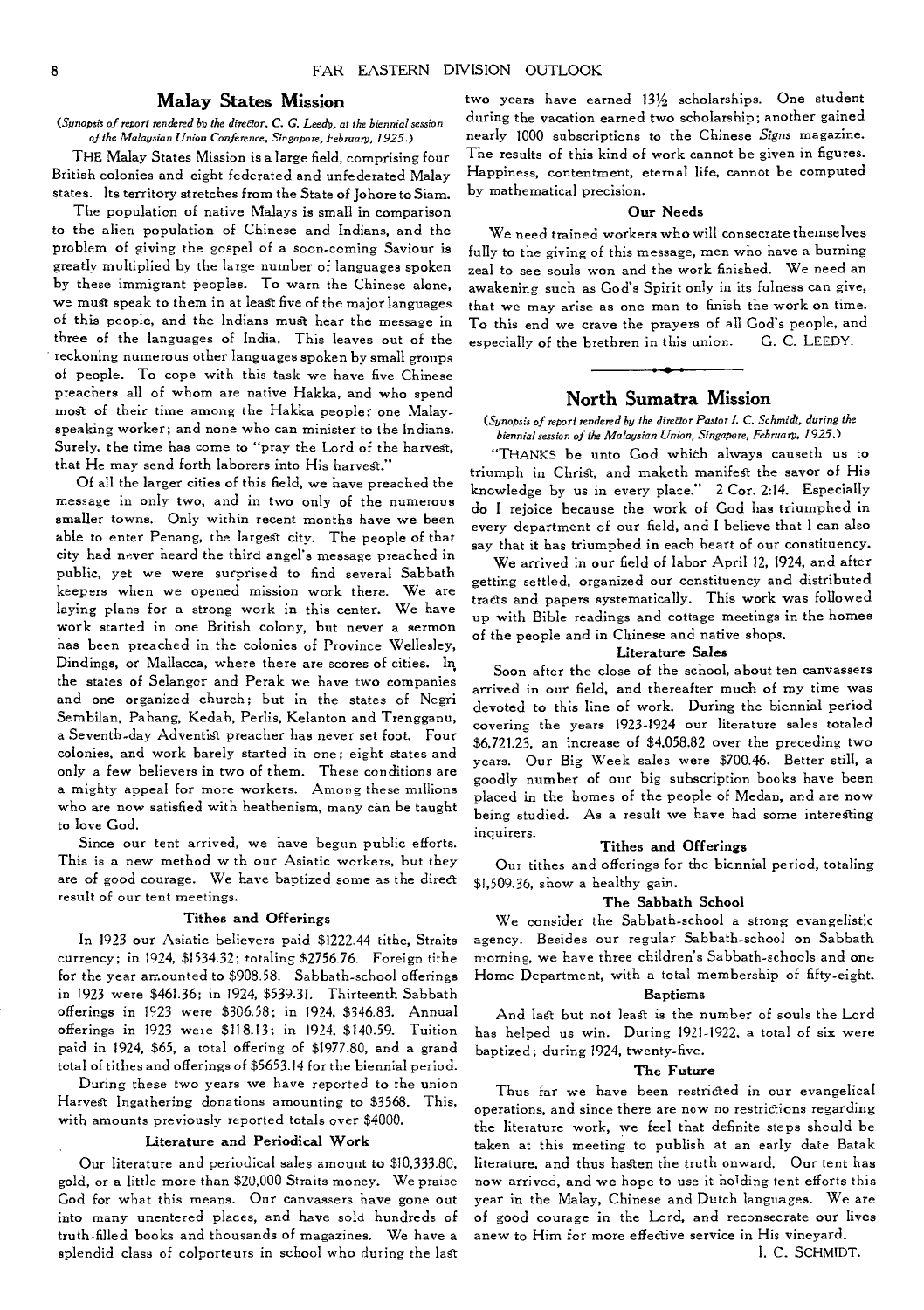## Malay States Mission

*(Synopsis of report rendered by the director, C. G. Leedy, at the biennial session of the Malaysian Union Conference, Singapore, February, 1925.)*

THE Malay States Mission is a large field, comprising four British colonies and eight federated and unfederated Malay states. Its territory stretches from the State of Johore to Siam.

The population of native Malays is small in comparison to the alien population of Chinese and Indians, and the problem of giving the gospel of a soon-coming Saviour is greatly multiplied by the large number of languages spoken by these immigrant peoples. To warn the Chinese alone, we must speak to them in at least five of the major languages of this people, and the Indians must hear the message in three of the languages of India. This leaves out of the reckoning numerous other languages spoken by small groups of people. To cope with this task we have five Chinese preachers all of whom are native Hakka, and who spend most of their time among the Hakka people; one Malay-speaking worker; and none who can minister to the Indians. Surely, the time has come to "pray the Lord of the harvest, that He may send forth laborers into His harvest."

Of all the larger cities of this field, we have preached the message in only two, and in two only of the numerous smaller towns. Only within recent months have we been able to enter Penang, the largest city. The people of that city had never heard the third angel's message preached in public, yet we were surprised to find several Sabbath keepers when we opened mission work there. We are laying plans for a strong work in this center. We have work started in one British colony, but never a sermon has been preached in the colonies of Province Wellesley, Dindings, or Mallacca, where there are scores of cities. In the states of Selangor and Perak we have two companies and one organized church; but in the states of Negri Sembilan, Pahang, Kedah, Perlis, Kelanton and Trengganu, a Seventh-day Adventist preacher has never set foot. Four colonies, and work barely started in one; eight states and only a few believers in two of them. These conditions are a mighty appeal for more workers. Among these millions who are now satisfied with heathenism, many can be taught to love God.

Since our tent arrived, we have begun public efforts. This is a new method with our Asiatic workers, but they are of good courage. We have baptized some as the direct result of our tent meetings.

### Tithes and Offerings

In 1923 our Asiatic believers paid $1222.44 tithe, Straits currency; in 1924, $1534.32; totaling $2756.76. Foreign tithe for the year amounted to $908.58. Sabbath-school offerings in 1923 were $461.36; in 1924, $539.31. Thirteenth Sabbath offerings in 1923 were $306.58; in 1924, $346.83. Annual offerings in 1923 were $118.13; in 1924, $140.59. Tuition paid in 1924, $65, a total offering of $1977.80, and a grand total of tithes and offerings of $5653.14 for the biennial period.

During these two years we have reported to the union Harvest Ingathering donations amounting to $3568. This, with amounts previously reported totals over $4000.

### Literature and Periodical Work

Our literature and periodical sales amount to $10,333.80, gold, or a little more than $20,000 Straits money. We praise God for what this means. Our canvassers have gone out into many unentered places, and have sold hundreds of truth-filled books and thousands of magazines. We have a splendid class of colporteurs in school who during the last two years have earned 13½ scholarships. One student during the vacation earned two scholarship; another gained nearly 1000 subscriptions to the Chinese *Signs* magazine. The results of this kind of work cannot be given in figures. Happiness, contentment, eternal life, cannot be computed by mathematical precision.

### Our Needs

We need trained workers who will consecrate themselves fully to the giving of this message, men who have a burning zeal to see souls won and the work finished. We need an awakening such as God's Spirit only in its fulness can give, that we may arise as one man to finish the work on time. To this end we crave the prayers of all God's people, and especially of the brethren in this union. G. C. LEEDY.

---

## North Sumatra Mission

*(Synopsis of report rendered by the director Pastor I. C. Schmidt, during the biennial session of the Malaysian Union, Singapore, February, 1925.)*

"THANKS be unto God which always causeth us to triumph in Christ, and maketh manifest the savor of His knowledge by us in every place." 2 Cor. 2:14. Especially do I rejoice because the work of God has triumphed in every department of our field, and I believe that I can also say that it has triumphed in each heart of our constituency.

We arrived in our field of labor April 12, 1924, and after getting settled, organized our constituency and distributed tracts and papers systematically. This work was followed up with Bible readings and cottage meetings in the homes of the people and in Chinese and native shops.

### Literature Sales

Soon after the close of the school, about ten canvassers arrived in our field, and thereafter much of my time was devoted to this line of work. During the biennial period covering the years 1923-1924 our literature sales totaled $6,721.23, an increase of $4,058.82 over the preceding two years. Our Big Week sales were $700.46. Better still, a goodly number of our big subscription books have been placed in the homes of the people of Medan, and are now being studied. As a result we have had some interesting inquirers.

### Tithes and Offerings

Our tithes and offerings for the biennial period, totaling $1,509.36, show a healthy gain.

### The Sabbath School

We consider the Sabbath-school a strong evangelistic agency. Besides our regular Sabbath-school on Sabbath morning, we have three children's Sabbath-schools and one Home Department, with a total membership of fifty-eight.

### Baptisms

And last but not least is the number of souls the Lord has helped us win. During 1921-1922, a total of six were baptized; during 1924, twenty-five.

### The Future

Thus far we have been restricted in our evangelical operations, and since there are now no restrictions regarding the literature work, we feel that definite steps should be taken at this meeting to publish at an early date Batak literature, and thus hasten the truth onward. Our tent has now arrived, and we hope to use it holding tent efforts this year in the Malay, Chinese and Dutch languages. We are of good courage in the Lord, and reconsecrate our lives anew to Him for more effective service in His vineyard.

I. C. SCHMIDT.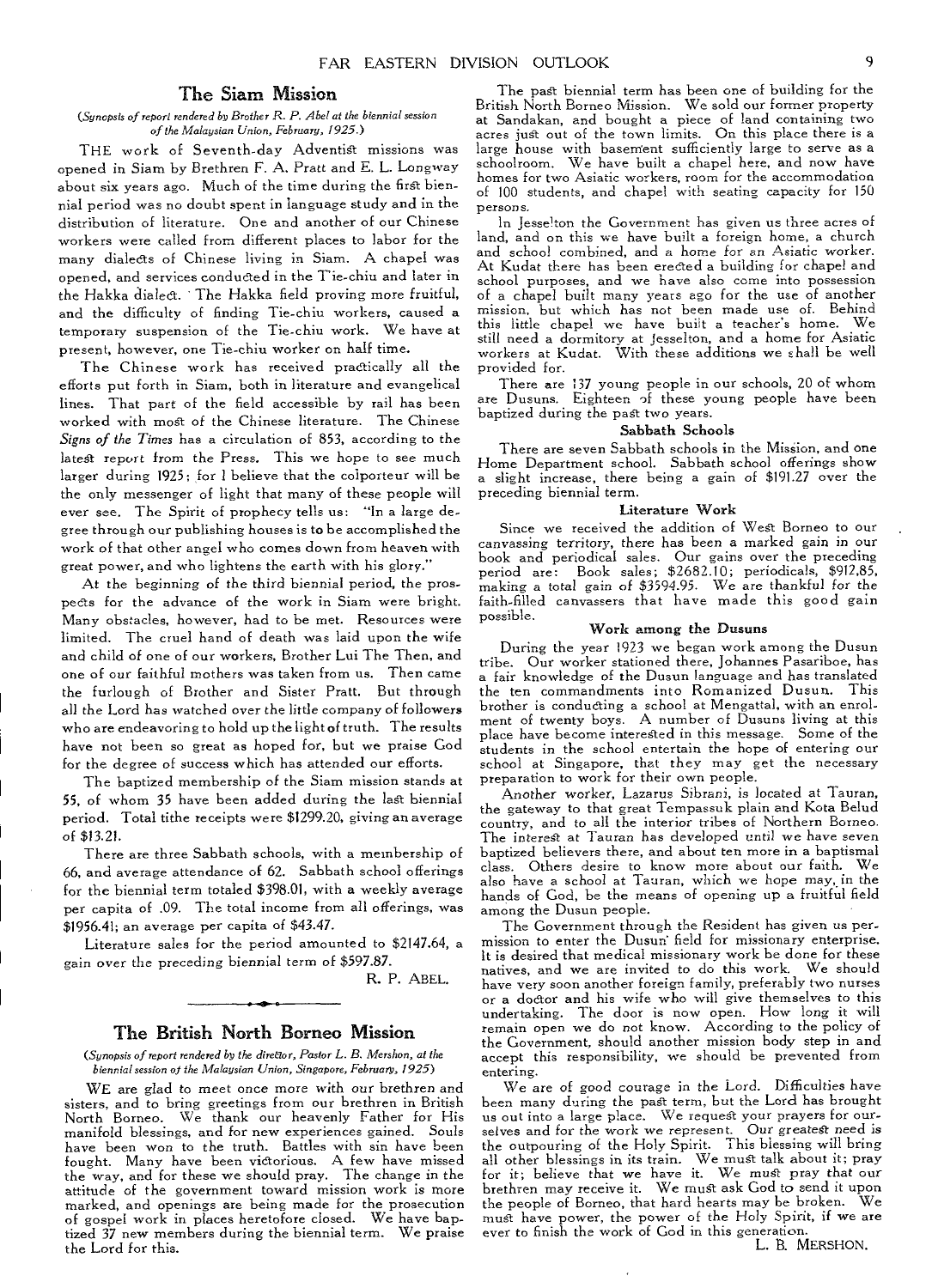## The Siam Mission

*(Synopsis of report rendered by Brother R. P. Abel at the biennial session of the Malaysian Union, February, 1925.)*

THE work of Seventh-day Adventist missions was opened in Siam by Brethren F. A. Pratt and E. L. Longway about six years ago. Much of the time during the first biennial period was no doubt spent in language study and in the distribution of literature. One and another of our Chinese workers were called from different places to labor for the many dialects of Chinese living in Siam. A chapel was opened, and services conducted in the Tie-chiu and later in the Hakka dialect. The Hakka field proving more fruitful, and the difficulty of finding Tie-chiu workers, caused a temporary suspension of the Tie-chiu work. We have at present, however, one Tie-chiu worker on half time.

The Chinese work has received practically all the efforts put forth in Siam, both in literature and evangelical lines. That part of the field accessible by rail has been worked with most of the Chinese literature. The Chinese *Signs of the Times* has a circulation of 853, according to the latest report from the Press. This we hope to see much larger during 1925; for I believe that the colporteur will be the only messenger of light that many of these people will ever see. The Spirit of prophecy tells us: "In a large degree through our publishing houses is to be accomplished the work of that other angel who comes down from heaven with great power, and who lightens the earth with his glory."

At the beginning of the third biennial period, the prospects for the advance of the work in Siam were bright. Many obstacles, however, had to be met. Resources were limited. The cruel hand of death was laid upon the wife and child of one of our workers, Brother Lui The Then, and one of our faithful mothers was taken from us. Then came the furlough of Brother and Sister Pratt. But through all the Lord has watched over the little company of followers who are endeavoring to hold up the light of truth. The results have not been so great as hoped for, but we praise God for the degree of success which has attended our efforts.

The baptized membership of the Siam mission stands at 55, of whom 35 have been added during the last biennial period. Total tithe receipts were $1299.20, giving an average of $13.21.

There are three Sabbath schools, with a membership of 66, and average attendance of 62. Sabbath school offerings for the biennial term totaled $398.01, with a weekly average per capita of .09. The total income from all offerings, was $1956.41; an average per capita of $43.47.

Literature sales for the period amounted to $2147.64, a gain over the preceding biennial term of $597.87.

R. P. ABEL.

---

## The British North Borneo Mission

*(Synopsis of report rendered by the director, Pastor L. B. Mershon, at the biennial session of the Malaysian Union, Singapore, February, 1925)*

WE are glad to meet once more with our brethren and sisters, and to bring greetings from our brethren in British North Borneo. We thank our heavenly Father for His manifold blessings, and for new experiences gained. Souls have been won to the truth. Battles with sin have been fought. Many have been victorious. A few have missed the way, and for these we should pray. The change in the attitude of the government toward mission work is more marked, and openings are being made for the prosecution of gospel work in places heretofore closed. We have baptized 37 new members during the biennial term. We praise the Lord for this.

The past biennial term has been one of building for the British North Borneo Mission. We sold our former property at Sandakan, and bought a piece of land containing two acres just out of the town limits. On this place there is a large house with basement sufficiently large to serve as a schoolroom. We have built a chapel here, and now have homes for two Asiatic workers, room for the accommodation of 100 students, and chapel with seating capacity for 150 persons.

In Jesselton the Government has given us three acres of land, and on this we have built a foreign home, a church and school combined, and a home for an Asiatic worker. At Kudat there has been erected a building for chapel and school purposes, and we have also come into possession of a chapel built many years ago for the use of another mission, but which has not been made use of. Behind this little chapel we have built a teacher's home. We still need a dormitory at Jesselton, and a home for Asiatic workers at Kudat. With these additions we shall be well provided for.

There are 137 young people in our schools, 20 of whom are Dusuns. Eighteen of these young people have been baptized during the past two years.

### Sabbath Schools

There are seven Sabbath schools in the Mission, and one Home Department school. Sabbath school offerings show a slight increase, there being a gain of $191.27 over the preceding biennial term.

### Literature Work

Since we received the addition of West Borneo to our canvassing territory, there has been a marked gain in our book and periodical sales. Our gains over the preceding period are: Book sales; $2682.10; periodicals, $912.85, making a total gain of $3594.95. We are thankful for the faith-filled canvassers that have made this good gain possible.

### Work among the Dusuns

During the year 1923 we began work among the Dusun tribe. Our worker stationed there, Johannes Pasariboe, has a fair knowledge of the Dusun language and has translated the ten commandments into Romanized Dusun. This brother is conducting a school at Mengattal, with an enrolment of twenty boys. A number of Dusuns living at this place have become interested in this message. Some of the students in the school entertain the hope of entering our school at Singapore, that they may get the necessary preparation to work for their own people.

Another worker, Lazarus Sibrani, is located at Tauran, the gateway to that great Tempassuk plain and Kota Belud country, and to all the interior tribes of Northern Borneo. The interest at Tauran has developed until we have seven baptized believers there, and about ten more in a baptismal class. Others desire to know more about our faith. We also have a school at Tauran, which we hope may, in the hands of God, be the means of opening up a fruitful field among the Dusun people.

The Government through the Resident has given us permission to enter the Dusun field for missionary enterprise. It is desired that medical missionary work be done for these natives, and we are invited to do this work. We should have very soon another foreign family, preferably two nurses or a doctor and his wife who will give themselves to this undertaking. The door is now open. How long it will remain open we do not know. According to the policy of the Government, should another mission body step in and accept this responsibility, we should be prevented from entering.

We are of good courage in the Lord. Difficulties have been many during the past term, but the Lord has brought us out into a large place. We request your prayers for ourselves and for the work we represent. Our greatest need is the outpouring of the Holy Spirit. This blessing will bring all other blessings in its train. We must talk about it; pray for it; believe that we have it. We must pray that our brethren may receive it. We must ask God to send it upon the people of Borneo, that hard hearts may be broken. We must have power, the power of the Holy Spirit, if we are ever to finish the work of God in this generation.

L. B. MERSHON.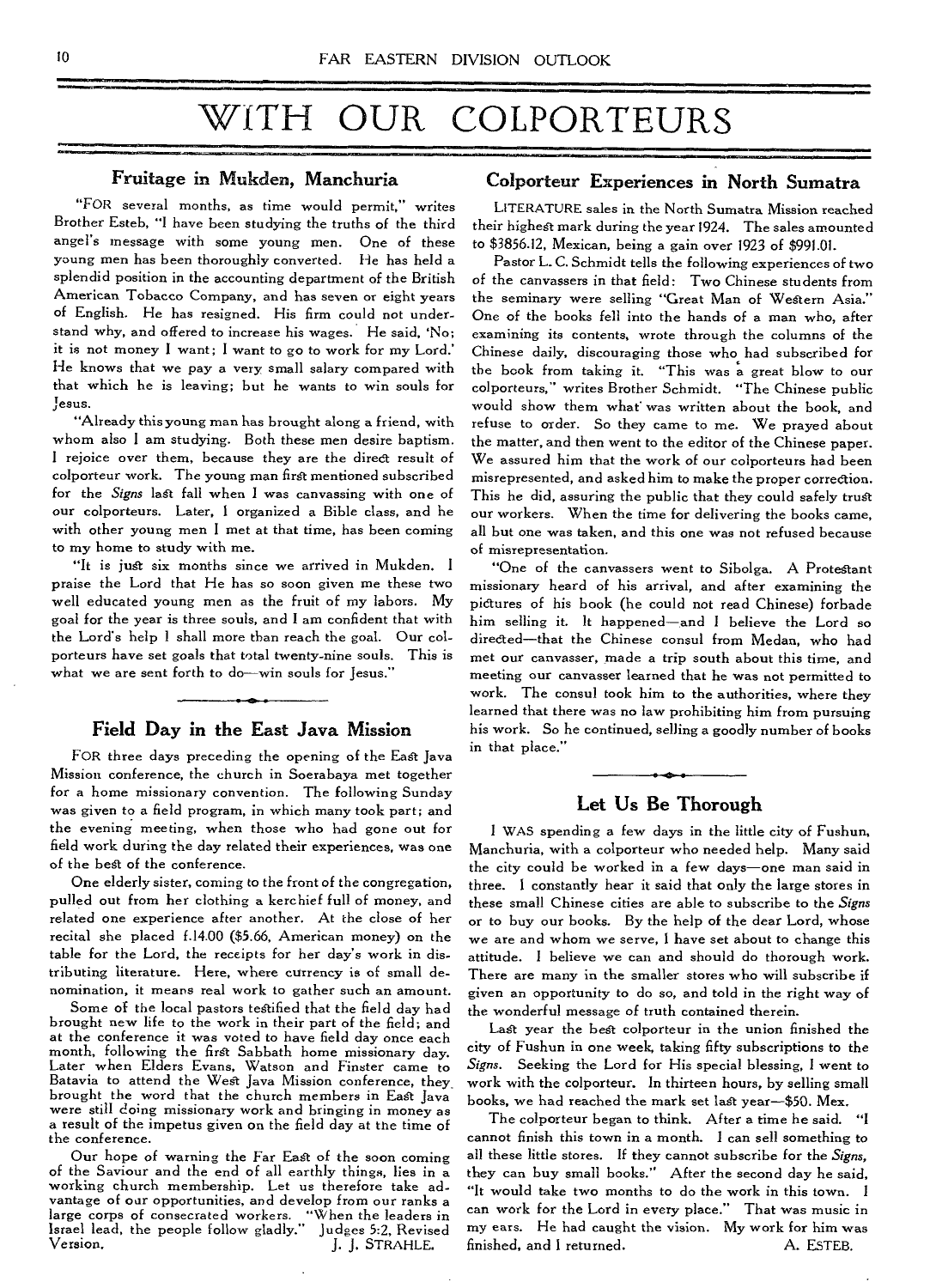# WITH OUR COLPORTEURS

## Fruitage in Mukden, Manchuria

"FOR several months, as time would permit," writes Brother Esteb, "I have been studying the truths of the third angel's message with some young men. One of these young men has been thoroughly converted. He has held a splendid position in the accounting department of the British American Tobacco Company, and has seven or eight years of English. He has resigned. His firm could not understand why, and offered to increase his wages. He said, 'No; it is not money I want; I want to go to work for my Lord.' He knows that we pay a very small salary compared with that which he is leaving; but he wants to win souls for Jesus.

"Already this young man has brought along a friend, with whom also I am studying. Both these men desire baptism. I rejoice over them, because they are the direct result of colporteur work. The young man first mentioned subscribed for the *Signs* last fall when I was canvassing with one of our colporteurs. Later, I organized a Bible class, and he with other young men I met at that time, has been coming to my home to study with me.

"It is just six months since we arrived in Mukden. I praise the Lord that He has so soon given me these two well educated young men as the fruit of my labors. My goal for the year is three souls, and I am confident that with the Lord's help I shall more than reach the goal. Our colporteurs have set goals that total twenty-nine souls. This is what we are sent forth to do—win souls for Jesus."

## Field Day in the East Java Mission

FOR three days preceding the opening of the East Java Mission conference, the church in Soerabaya met together for a home missionary convention. The following Sunday was given to a field program, in which many took part; and the evening meeting, when those who had gone out for field work during the day related their experiences, was one of the best of the conference.

One elderly sister, coming to the front of the congregation, pulled out from her clothing a kerchief full of money, and related one experience after another. At the close of her recital she placed f.14.00 ($5.66, American money) on the table for the Lord, the receipts for her day's work in distributing literature. Here, where currency is of small denomination, it means real work to gather such an amount.

Some of the local pastors testified that the field day had brought new life to the work in their part of the field; and at the conference it was voted to have field day once each month, following the first Sabbath home missionary day. Later when Elders Evans, Watson and Finster came to Batavia to attend the West Java Mission conference, they brought the word that the church members in East Java were still doing missionary work and bringing in money as a result of the impetus given on the field day at the time of the conference.

Our hope of warning the Far East of the soon coming of the Saviour and the end of all earthly things, lies in a working church membership. Let us therefore take advantage of our opportunities, and develop from our ranks a large corps of consecrated workers. "When the leaders in Israel lead, the people follow gladly." Judges 5:2, Revised Version.

J. J. STRAHLE.

## Colporteur Experiences in North Sumatra

LITERATURE sales in the North Sumatra Mission reached their highest mark during the year 1924. The sales amounted to $3856.12, Mexican, being a gain over 1923 of $991.01.

Pastor L. C. Schmidt tells the following experiences of two of the canvassers in that field: Two Chinese students from the seminary were selling "Great Man of Western Asia." One of the books fell into the hands of a man who, after examining its contents, wrote through the columns of the Chinese daily, discouraging those who had subscribed for the book from taking it. "This was a great blow to our colporteurs," writes Brother Schmidt. "The Chinese public would show them what was written about the book, and refuse to order. So they came to me. We prayed about the matter, and then went to the editor of the Chinese paper. We assured him that the work of our colporteurs had been misrepresented, and asked him to make the proper correction. This he did, assuring the public that they could safely trust our workers. When the time for delivering the books came, all but one was taken, and this one was not refused because of misrepresentation.

"One of the canvassers went to Sibolga. A Protestant missionary heard of his arrival, and after examining the pictures of his book (he could not read Chinese) forbade him selling it. It happened—and I believe the Lord so directed—that the Chinese consul from Medan, who had met our canvasser, made a trip south about this time, and meeting our canvasser learned that he was not permitted to work. The consul took him to the authorities, where they learned that there was no law prohibiting him from pursuing his work. So he continued, selling a goodly number of books in that place."

## Let Us Be Thorough

I WAS spending a few days in the little city of Fushun, Manchuria, with a colporteur who needed help. Many said the city could be worked in a few days—one man said in three. I constantly hear it said that only the large stores in these small Chinese cities are able to subscribe to the *Signs* or to buy our books. By the help of the dear Lord, whose we are and whom we serve, I have set about to change this attitude. I believe we can and should do thorough work. There are many in the smaller stores who will subscribe if given an opportunity to do so, and told in the right way of the wonderful message of truth contained therein.

Last year the best colporteur in the union finished the city of Fushun in one week, taking fifty subscriptions to the *Signs*. Seeking the Lord for His special blessing, I went to work with the colporteur. In thirteen hours, by selling small books, we had reached the mark set last year—$50. Mex.

The colporteur began to think. After a time he said. "I cannot finish this town in a month. I can sell something to all these little stores. If they cannot subscribe for the *Signs*, they can buy small books." After the second day he said, "It would take two months to do the work in this town. I can work for the Lord in every place." That was music in my ears. He had caught the vision. My work for him was finished, and I returned.

A. ESTEB.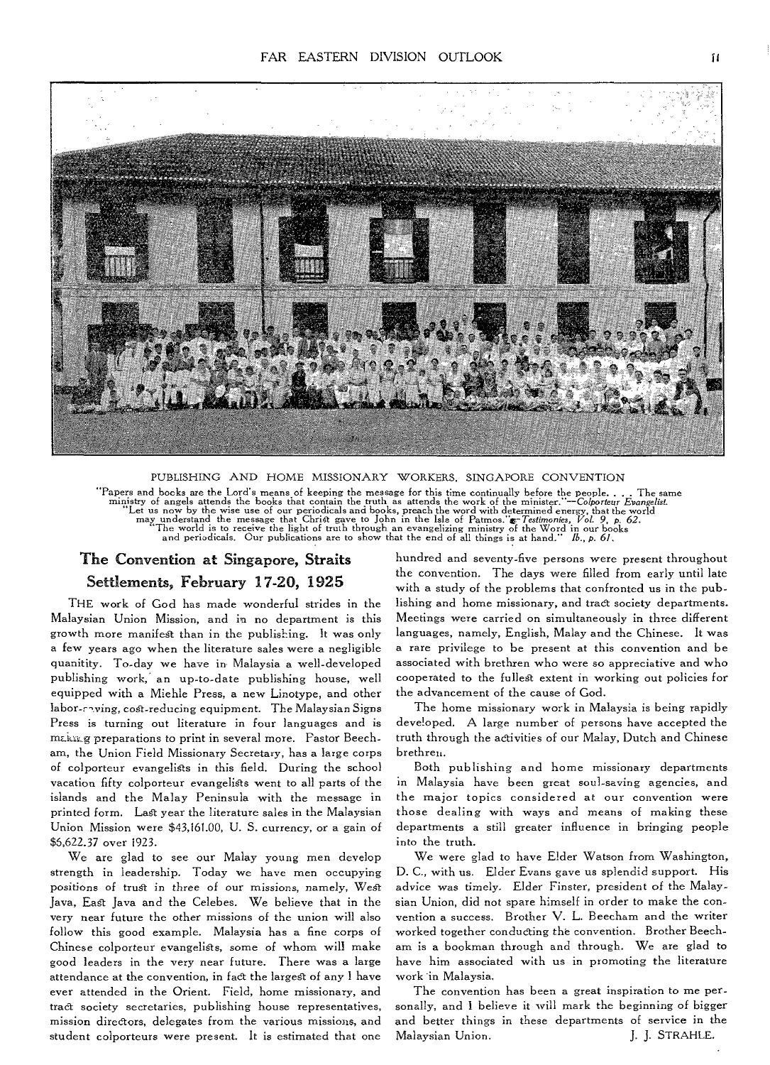PUBLISHING AND HOME MISSIONARY WORKERS, SINGAPORE CONVENTION

"Papers and books are the Lord's means of keeping the message for this time continually before the people. . . . The same ministry of angels attends the books that contain the truth as attends the work of the minister."—*Colporteur Evangelist.*
"Let us now by the wise use of our periodicals and books, preach the word with determined energy, that the world may understand the message that Christ gave to John in the Isle of Patmos."—*Testimonies, Vol. 9, p. 62.*
"The world is to receive the light of truth through an evangelizing ministry of the Word in our books and periodicals. Our publications are to show that the end of all things is at hand." *Ib., p. 61.*

## The Convention at Singapore, Straits Settlements, February 17-20, 1925

THE work of God has made wonderful strides in the Malaysian Union Mission, and in no department is this growth more manifest than in the publishing. It was only a few years ago when the literature sales were a negligible quanitity. To-day we have in Malaysia a well-developed publishing work, an up-to-date publishing house, well equipped with a Miehle Press, a new Linotype, and other labor-saving, cost-reducing equipment. The Malaysian Signs Press is turning out literature in four languages and is making preparations to print in several more. Pastor Beecham, the Union Field Missionary Secretary, has a large corps of colporteur evangelists in this field. During the school vacation fifty colporteur evangelists went to all parts of the islands and the Malay Peninsula with the message in printed form. Last year the literature sales in the Malaysian Union Mission were $43,161.00, U. S. currency, or a gain of $6,622.37 over 1923.

We are glad to see our Malay young men develop strength in leadership. Today we have men occupying positions of trust in three of our missions, namely, West Java, East Java and the Celebes. We believe that in the very near future the other missions of the union will also follow this good example. Malaysia has a fine corps of Chinese colporteur evangelists, some of whom will make good leaders in the very near future. There was a large attendance at the convention, in fact the largest of any I have ever attended in the Orient. Field, home missionary, and tract society secretaries, publishing house representatives, mission directors, delegates from the various missions, and student colporteurs were present. It is estimated that one hundred and seventy-five persons were present throughout the convention. The days were filled from early until late with a study of the problems that confronted us in the publishing and home missionary, and tract society departments. Meetings were carried on simultaneously in three different languages, namely, English, Malay and the Chinese. It was a rare privilege to be present at this convention and be associated with brethren who were so appreciative and who cooperated to the fullest extent in working out policies for the advancement of the cause of God.

The home missionary work in Malaysia is being rapidly developed. A large number of persons have accepted the truth through the activities of our Malay, Dutch and Chinese brethren.

Both publishing and home missionary departments in Malaysia have been great soul-saving agencies, and the major topics considered at our convention were those dealing with ways and means of making these departments a still greater influence in bringing people into the truth.

We were glad to have Elder Watson from Washington, D. C., with us. Elder Evans gave us splendid support. His advice was timely. Elder Finster, president of the Malaysian Union, did not spare himself in order to make the convention a success. Brother V. L. Beecham and the writer worked together conducting the convention. Brother Beecham is a bookman through and through. We are glad to have him associated with us in promoting the literature work in Malaysia.

The convention has been a great inspiration to me personally, and I believe it will mark the beginning of bigger and better things in these departments of service in the Malaysian Union.

J. J. STRAHLE.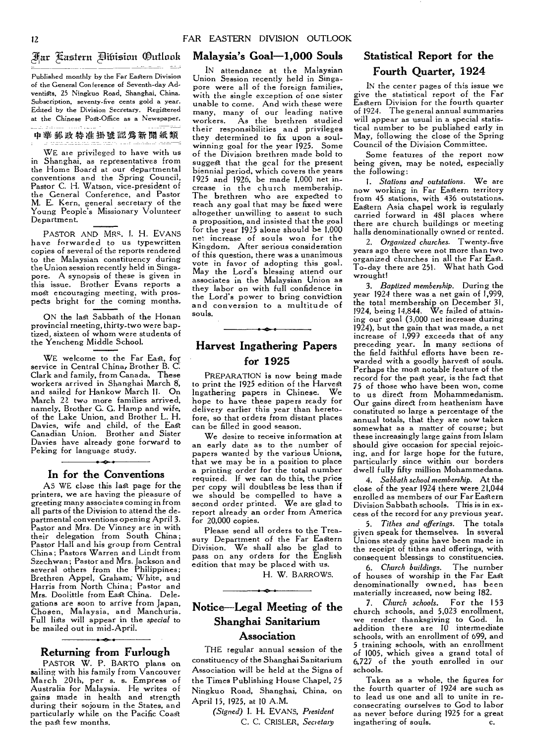# Far Eastern Division Outlook

Published monthly by the Far Eastern Division of the General Conference of Seventh-day Adventists, 25 Ningkuo Road, Shanghai, China. Subscription, seventy-five cents gold a year. Edited by the Division Secretary. Registered at the Chinese Post-Office as a Newspaper.

中華郵政特准掛號認為新聞紙類

WE are privileged to have with us in Shanghai, as representatives from the Home Board at our departmental conventions and the Spring Council, Pastor C. H. Watson, vice-president of the General Conference, and Pastor M. E. Kern, general secretary of the Young People's Missionary Volunteer Department.

PASTOR AND MRS. I. H. EVANS have forwarded to us typewritten copies of several of the reports rendered to the Malaysian constituency during the Union session recently held in Singapore. A synopsis of these is given in this issue. Brother Evans reports a most encouraging meeting, with prospects bright for the coming months.

ON the last Sabbath of the Honan provincial meeting, thirty-two were baptized, sixteen of whom were students of the Yencheng Middle School.

WE welcome to the Far East, for service in Central China, Brother B. C. Clark and family, from Canada. These workers arrived in Shanghai March 8, and sailed for Hankow March 11. On March 22 two more families arrived, namely, Brother G. G. Hamp and wife, of the Lake Union, and Brother L. H. Davies, wife and child, of the East Canadian Union. Brother and Sister Davies have already gone forward to Peking for language study.

## In for the Conventions

AS WE close this last page for the printers, we are having the pleasure of greeting many associates coming in from all parts of the Division to attend the departmental conventions opening April 3. Pastor and Mrs. De Vinney are in with their delegation from South China; Pastor Hall and his group from Central China; Pastors Warren and Lindt from Szechwan; Pastor and Mrs. Jackson and several others from the Philippines; Brethren Appel, Graham, White, and Harris from North China; Pastor and Mrs. Doolittle from East China. Delegations are soon to arrive from Japan, Chosen, Malaysia, and Manchuria. Full lists will appear in the *special* to be mailed out in mid-April.

## Returning from Furlough

PASTOR W. P. BARTO plans on sailing with his family from Vancouver March 20th, per s. s. Empress of Australia for Malaysia. He writes of gains made in health and strength during their sojourn in the States, and particularly while on the Pacific Coast the past few months.

## Malaysia's Goal—1,000 Souls

IN attendance at the Malaysian Union Session recently held in Singapore were all of the foreign families, with the single exception of one sister unable to come. And with these were many, many of our leading native workers. As the brethren studied their responsibilities and privileges they determined to fix upon a soul-winning goal for the year 1925. Some of the Division brethren made bold to suggest that the goal for the present biennial period, which covers the years 1925 and 1926, be made 1,000 net increase in the church membership. The brethren who are expected to reach any goal that may be fixed were altogether unwilling to assent to such a proposition, and insisted that the goal for the year 1925 alone should be 1,000 net increase of souls won for the Kingdom. After serious consideration of this question, there was a unanimous vote in favor of adopting this goal. May the Lord's blessing attend our associates in the Malaysian Union as they labor on with full confidence in the Lord's power to bring conviction and conversion to a multitude of souls.

## Harvest Ingathering Papers for 1925

PREPARATION is now being made to print the 1925 edition of the Harvest Ingathering papers in Chinese. We hope to have these papers ready for delivery earlier this year than heretofore, so that orders from distant places can be filled in good season.

We desire to receive information at an early date as to the number of papers wanted by the various Unions, that we may be in a position to place a printing order for the total number required. If we can do this, the price per copy will doubtless be less than if we should be compelled to have a second order printed. We are glad to report already an order from America for 20,000 copies.

Please send all orders to the Treasury Department of the Far Eastern Division. We shall also be glad to pass on any orders for the English edition that may be placed with us.

H. W. BARROWS.

## Notice—Legal Meeting of the Shanghai Sanitarium Association

THE regular annual session of the constituency of the Shanghai Sanitarium Association will be held at the Signs of the Times Publishing House Chapel, 25 Ningkuo Road, Shanghai, China, on April 15, 1925, at 10 A.M.

*(Signed)* I. H. EVANS, *President*
C. C. CRISLER, *Secretary*

## Statistical Report for the Fourth Quarter, 1924

IN the center pages of this issue we give the statistical report of the Far Eastern Division for the fourth quarter of 1924. The general annual summaries will appear as usual in a special statistical number to be published early in May, following the close of the Spring Council of the Division Committee.

Some features of the report now being given, may be noted, especially the following:

1. *Stations and outstations.* We are now working in Far Eastern territory from 45 stations, with 436 outstations. Eastern Asia chapel work is regularly carried forward in 481 places where there are church buildings or meeting halls denominationally owned or rented.

2. *Organized churches.* Twenty-five years ago there were not more than two organized churches in all the Far East. To-day there are 251. What hath God wrought!

3. *Baptized membership.* During the year 1924 there was a net gain of 1,999, the total membership on December 31, 1924, being 14,844. We failed of attaining our goal (3,000 net increase during 1924), but the gain that was made, a net increase of 1,999 exceeds that of any preceding year. In many sections of the field faithful efforts have been rewarded with a goodly harvest of souls. Perhaps the most notable feature of the record for the past year, is the fact that 75 of those who have been won, come to us direct from Mohammedanism. Our gains direct from heathenism have constituted so large a percentage of the annual totals, that they are now taken somewhat as a matter of course; but these increasingly large gains from Islam should give occasion for special rejoicing, and for large hope for the future, particularly since within our borders dwell fully fifty million Mohammedans.

4. *Sabbath school membership.* At the close of the year 1924 there were 21,044 enrolled as members of our Far Eastern Division Sabbath schools. This is in excess of the record for any previous year.

5. *Tithes and offerings.* The totals given speak for themselves. In several Unions steady gains have been made in the receipt of tithes and offerings, with consequent blessings to constituencies.

6. *Church buildings.* The number of houses of worship in the Far East denominationally owned, has been materially increased, now being 182.

7. *Church schools.* For the 153 church schools, and 5,023 enrollment, we render thanksgiving to God. In addition there are 10 intermediate schools, with an enrollment of 699, and 5 training schools, with an enrollment of 1005, which gives a grand total of 6,727 of the youth enrolled in our schools.

Taken as a whole, the figures for the fourth quarter of 1924 are such as to lead us one and all to unite in re-consecrating ourselves to God to labor as never before during 1925 for a great ingathering of souls.

C.